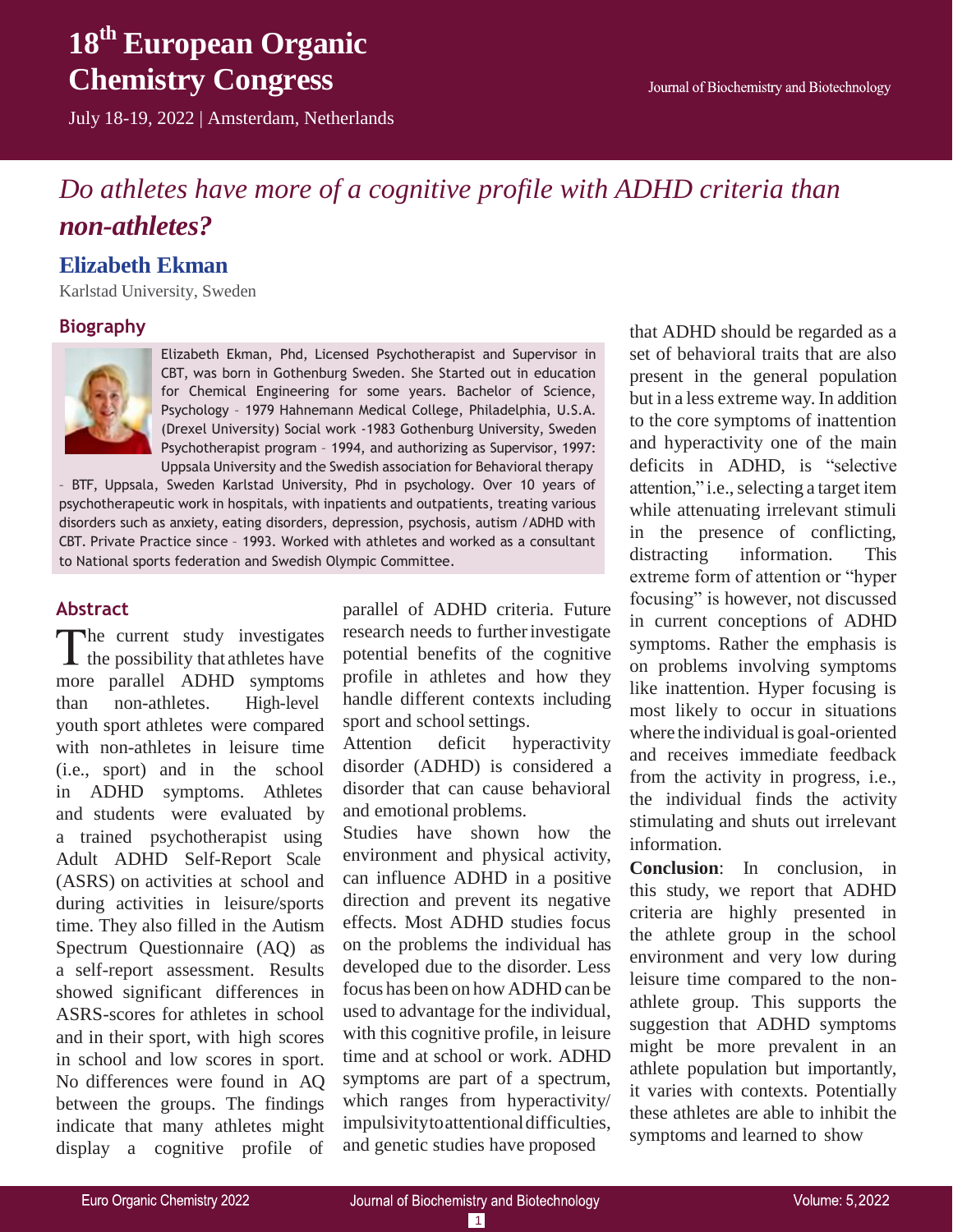# Do athletes have more of a cognitive profile with ADHD criteria than non-athletes?

## Elizabeth Ekman

Karlstad University, Sweden

### Biography

Elizabeth Ekman, Phd, Licensed Psychotherapist and Supervisor in CBT, was born in Gothenburg Sweden. She Started out in education for Chemical Engineering for some years. Bachelor of Science, Psychology – 1979 Hahnemann Medical College, Philadelphia, U.S.A. (Drexel University) Social work -1983 Gothenburg University, Sweden Psychotherapist program – 1994, and authorizing as Supervisor, 1997: Uppsala University and the Swedish association for Behavioral therapy – BTF, Uppsala, Sweden Karlstad University, Phd in psychology. Over 10 years of psychotherapeutic work in hospitals, with inpatients and outpatients, treating various disorders such as anxiety, eating disorders, depression, psychosis, autism / ADHD with CBT. Private Practice since – 1993. Worked with athletes and worked as a consultant to National sports federation and Swedish Olympic Committee.

### Abstract

The current study investigates the possibility that athletes have more parallel ADHD symptoms than non-athletes. High-level youth sport athletes were compared with non-athletes in leisure time (i.e., sport) and in the school in ADHD symptoms. Athletes and students were evaluated by a trained psychotherapist using Adult ADHD Self-Report Scale (ASRS) on activities at school and during activities in leisure/sports time. They also filled in the Autism Spectrum Questionnaire (AQ) as a self-report assessment. Results showed significant differences in ASRS-scores for athletes in school and in their sport, with high scores in school and low scores in sport. No differences were found in AQ between the groups. The findings indicate that many athletes might display a cognitive profile of parallel of ADHD criteria. Future research needs to further investigate potential benefits of the cognitive profile in athletes and how they handle different contexts including sport and school settings.

Attention deficit hyperactivity disorder (ADHD) is considered a disorder that can cause behavioral and emotional problems.

Studies have shown how the environment and physical activity, can influence ADHD in a positive direction and prevent its negative effects. Most ADHD studies focus on the problems the individual has developed due to the disorder. Less focus has been on how ADHD can be used to advantage for the individual, with this cognitive profile, in leisure time and at school or work. ADHD symptoms are part of a spectrum, which ranges from hyperactivity/ impulsivity to attentional difficulties, and genetic studies have proposed that ADHD should be regarded as a set of behavioral traits that are also present in the general population but in a less extreme way. In addition to the core symptoms of inattention and hyperactivity one of the main deficits in ADHD, is "selective attention," i.e., selecting a target item while attenuating irrelevant stimuli in the presence of conflicting, distracting information. This extreme form of attention or "hyper focusing" is however, not discussed in current conceptions of ADHD symptoms. Rather the emphasis is on problems involving symptoms like inattention. Hyper focusing is most likely to occur in situations where the individual is goal-oriented and receives immediate feedback from the activity in progress, i.e., the individual finds the activity stimulating and shuts out irrelevant information.

**Conclusion**: In conclusion, in this study, we report that ADHD criteria are highly presented in the athlete group in the school environment and very low during leisure time compared to the non-athlete group. This supports the suggestion that ADHD symptoms might be more prevalent in an athlete population but importantly, it varies with contexts. Potentially these athletes are able to inhibit the symptoms and learned to show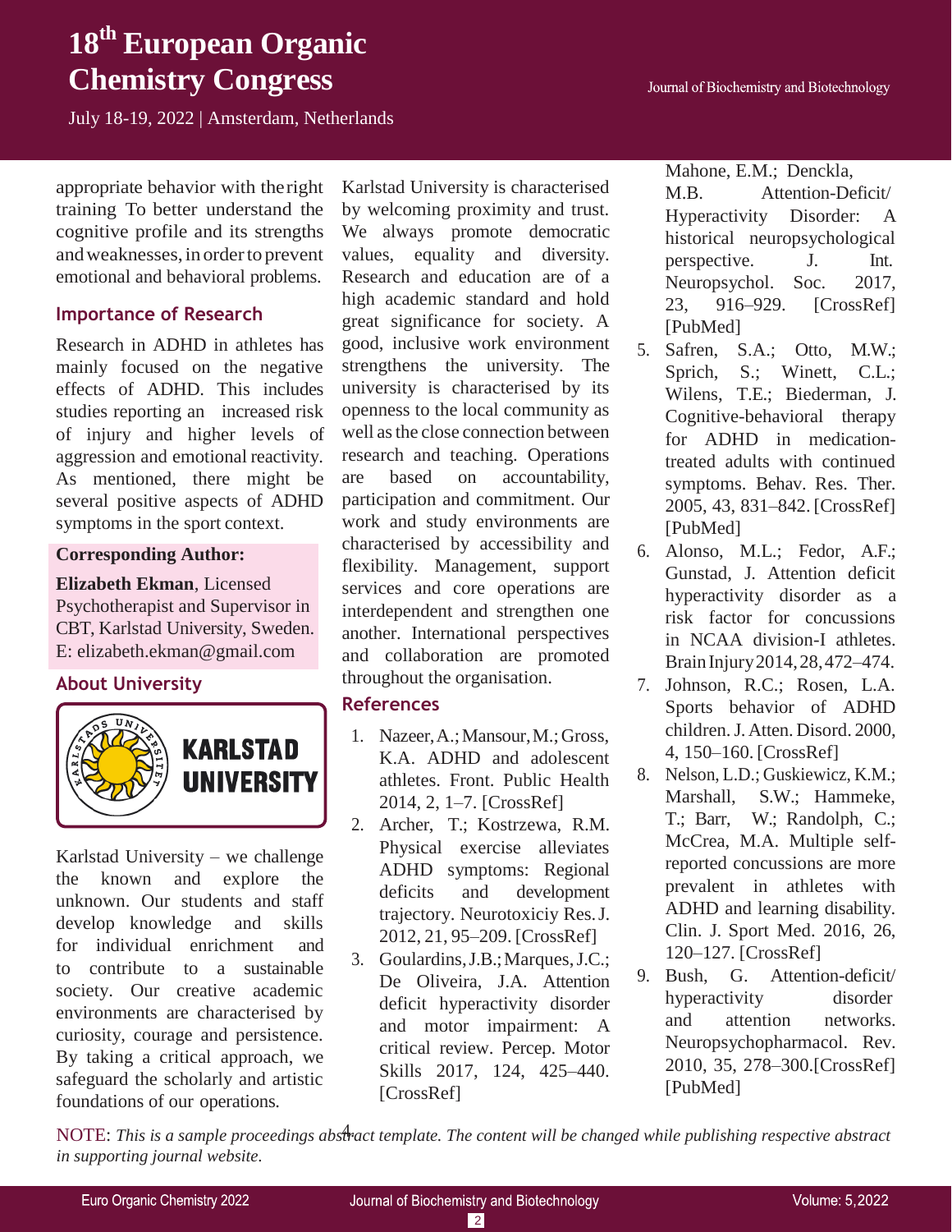appropriate behavior with the right training To better understand the cognitive profile and its strengths and weaknesses, in order to prevent emotional and behavioral problems.

## Importance of Research

Research in ADHD in athletes has mainly focused on the negative effects of ADHD. This includes studies reporting an increased risk of injury and higher levels of aggression and emotional reactivity. As mentioned, there might be several positive aspects of ADHD symptoms in the sport context.

**Corresponding Author:**

**Elizabeth Ekman**, Licensed Psychotherapist and Supervisor in CBT, Karlstad University, Sweden.
E: elizabeth.ekman@gmail.com

## About University

Karlstad University – we challenge the known and explore the unknown. Our students and staff develop knowledge and skills for individual enrichment and to contribute to a sustainable society. Our creative academic environments are characterised by curiosity, courage and persistence. By taking a critical approach, we safeguard the scholarly and artistic foundations of our operations. Karlstad University is characterised by welcoming proximity and trust. We always promote democratic values, equality and diversity. Research and education are of a high academic standard and hold great significance for society. A good, inclusive work environment strengthens the university. The university is characterised by its openness to the local community as well as the close connection between research and teaching. Operations are based on accountability, participation and commitment. Our work and study environments are characterised by accessibility and flexibility. Management, support services and core operations are interdependent and strengthen one another. International perspectives and collaboration are promoted throughout the organisation.

## References

1. Nazeer, A.; Mansour, M.; Gross, K.A. ADHD and adolescent athletes. Front. Public Health 2014, 2, 1–7. [CrossRef]
2. Archer, T.; Kostrzewa, R.M. Physical exercise alleviates ADHD symptoms: Regional deficits and development trajectory. Neurotoxiciy Res. J. 2012, 21, 95–209. [CrossRef]
3. Goulardins, J.B.; Marques, J.C.; De Oliveira, J.A. Attention deficit hyperactivity disorder and motor impairment: A critical review. Percep. Motor Skills 2017, 124, 425–440. [CrossRef]
4. Mahone, E.M.; Denckla, M.B. Attention-Deficit/ Hyperactivity Disorder: A historical neuropsychological perspective. J. Int. Neuropsychol. Soc. 2017, 23, 916–929. [CrossRef] [PubMed]
5. Safren, S.A.; Otto, M.W.; Sprich, S.; Winett, C.L.; Wilens, T.E.; Biederman, J. Cognitive-behavioral therapy for ADHD in medication-treated adults with continued symptoms. Behav. Res. Ther. 2005, 43, 831–842. [CrossRef] [PubMed]
6. Alonso, M.L.; Fedor, A.F.; Gunstad, J. Attention deficit hyperactivity disorder as a risk factor for concussions in NCAA division-I athletes. Brain Injury 2014, 28, 472–474.
7. Johnson, R.C.; Rosen, L.A. Sports behavior of ADHD children. J. Atten. Disord. 2000, 4, 150–160. [CrossRef]
8. Nelson, L.D.; Guskiewicz, K.M.; Marshall, S.W.; Hammeke, T.; Barr, W.; Randolph, C.; McCrea, M.A. Multiple self-reported concussions are more prevalent in athletes with ADHD and learning disability. Clin. J. Sport Med. 2016, 26, 120–127. [CrossRef]
9. Bush, G. Attention-deficit/ hyperactivity disorder and attention networks. Neuropsychopharmacol. Rev. 2010, 35, 278–300. [CrossRef] [PubMed]

NOTE: *This is a sample proceedings abstract template. The content will be changed while publishing respective abstract in supporting journal website.*